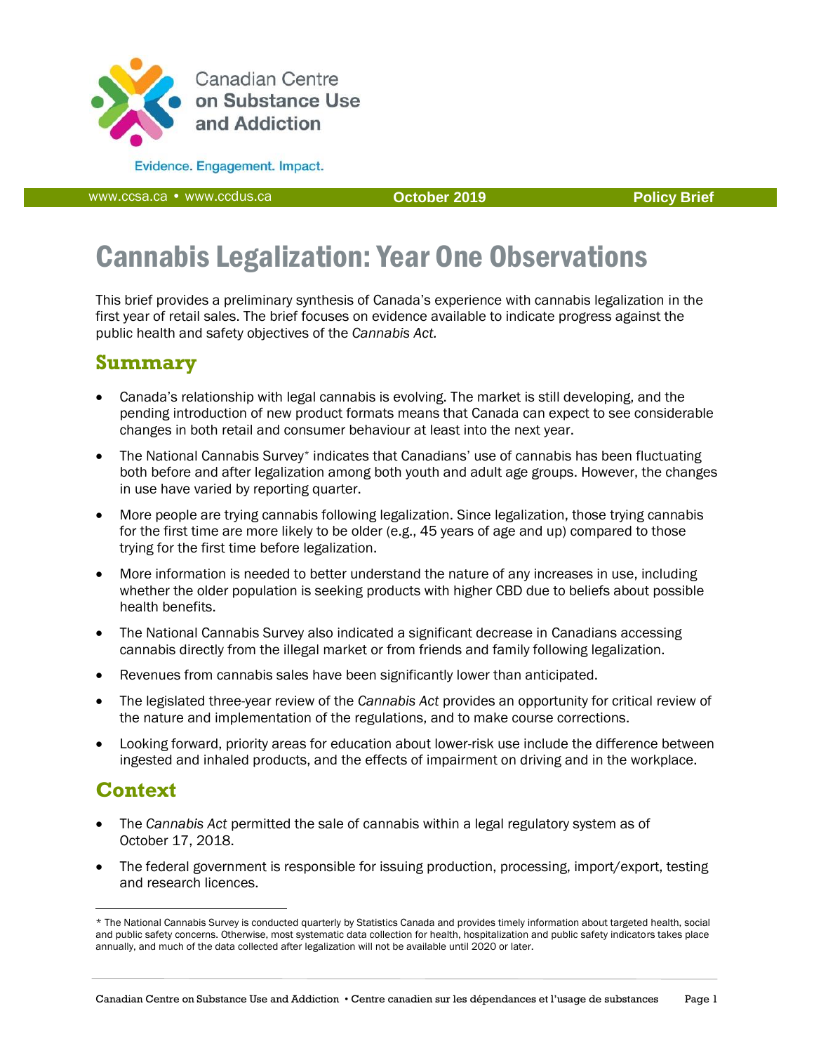Canadian Centre on Substance Use and Addiction

Evidence. Engagement. Impact.

www.ccsa.ca • www.ccdus.ca | October 2019 | Policy Brief

# Cannabis Legalization: Year One Observations

This brief provides a preliminary synthesis of Canada's experience with cannabis legalization in the first year of retail sales. The brief focuses on evidence available to indicate progress against the public health and safety objectives of the *Cannabis Act.*

## Summary

- Canada's relationship with legal cannabis is evolving. The market is still developing, and the pending introduction of new product formats means that Canada can expect to see considerable changes in both retail and consumer behaviour at least into the next year.
- The National Cannabis Survey* indicates that Canadians' use of cannabis has been fluctuating both before and after legalization among both youth and adult age groups. However, the changes in use have varied by reporting quarter.
- More people are trying cannabis following legalization. Since legalization, those trying cannabis for the first time are more likely to be older (e.g., 45 years of age and up) compared to those trying for the first time before legalization.
- More information is needed to better understand the nature of any increases in use, including whether the older population is seeking products with higher CBD due to beliefs about possible health benefits.
- The National Cannabis Survey also indicated a significant decrease in Canadians accessing cannabis directly from the illegal market or from friends and family following legalization.
- Revenues from cannabis sales have been significantly lower than anticipated.
- The legislated three-year review of the *Cannabis Act* provides an opportunity for critical review of the nature and implementation of the regulations, and to make course corrections.
- Looking forward, priority areas for education about lower-risk use include the difference between ingested and inhaled products, and the effects of impairment on driving and in the workplace.

## Context

- The *Cannabis Act* permitted the sale of cannabis within a legal regulatory system as of October 17, 2018.
- The federal government is responsible for issuing production, processing, import/export, testing and research licences.

---

\* The National Cannabis Survey is conducted quarterly by Statistics Canada and provides timely information about targeted health, social and public safety concerns. Otherwise, most systematic data collection for health, hospitalization and public safety indicators takes place annually, and much of the data collected after legalization will not be available until 2020 or later.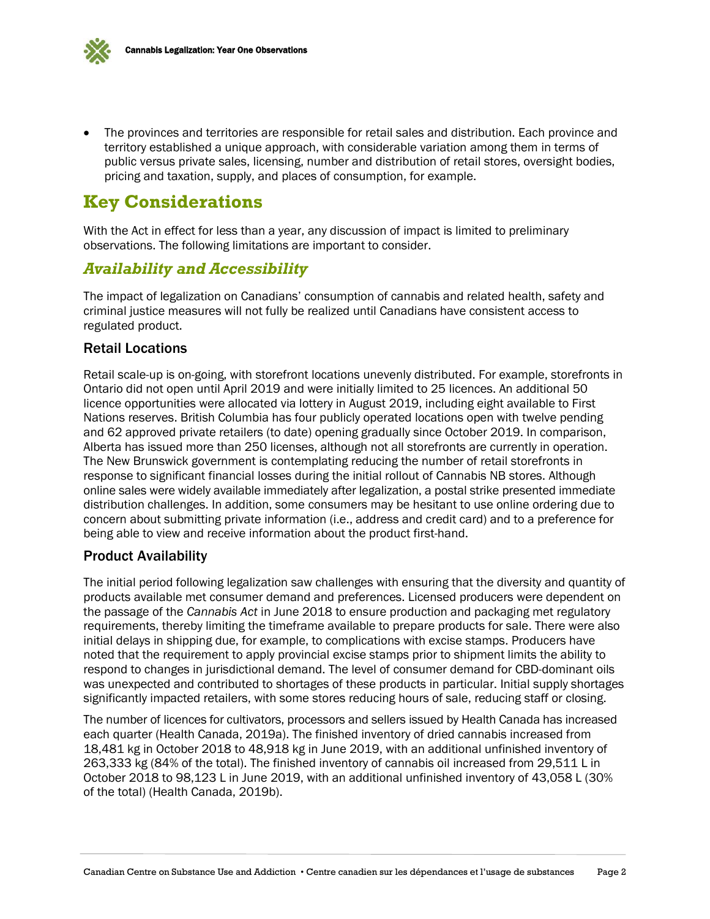- The provinces and territories are responsible for retail sales and distribution. Each province and territory established a unique approach, with considerable variation among them in terms of public versus private sales, licensing, number and distribution of retail stores, oversight bodies, pricing and taxation, supply, and places of consumption, for example.

# Key Considerations

With the Act in effect for less than a year, any discussion of impact is limited to preliminary observations. The following limitations are important to consider.

## *Availability and Accessibility*

The impact of legalization on Canadians' consumption of cannabis and related health, safety and criminal justice measures will not fully be realized until Canadians have consistent access to regulated product.

### Retail Locations

Retail scale-up is on-going, with storefront locations unevenly distributed. For example, storefronts in Ontario did not open until April 2019 and were initially limited to 25 licences. An additional 50 licence opportunities were allocated via lottery in August 2019, including eight available to First Nations reserves. British Columbia has four publicly operated locations open with twelve pending and 62 approved private retailers (to date) opening gradually since October 2019. In comparison, Alberta has issued more than 250 licenses, although not all storefronts are currently in operation. The New Brunswick government is contemplating reducing the number of retail storefronts in response to significant financial losses during the initial rollout of Cannabis NB stores. Although online sales were widely available immediately after legalization, a postal strike presented immediate distribution challenges. In addition, some consumers may be hesitant to use online ordering due to concern about submitting private information (i.e., address and credit card) and to a preference for being able to view and receive information about the product first-hand.

### Product Availability

The initial period following legalization saw challenges with ensuring that the diversity and quantity of products available met consumer demand and preferences. Licensed producers were dependent on the passage of the *Cannabis Act* in June 2018 to ensure production and packaging met regulatory requirements, thereby limiting the timeframe available to prepare products for sale. There were also initial delays in shipping due, for example, to complications with excise stamps. Producers have noted that the requirement to apply provincial excise stamps prior to shipment limits the ability to respond to changes in jurisdictional demand. The level of consumer demand for CBD-dominant oils was unexpected and contributed to shortages of these products in particular. Initial supply shortages significantly impacted retailers, with some stores reducing hours of sale, reducing staff or closing.

The number of licences for cultivators, processors and sellers issued by Health Canada has increased each quarter (Health Canada, 2019a). The finished inventory of dried cannabis increased from 18,481 kg in October 2018 to 48,918 kg in June 2019, with an additional unfinished inventory of 263,333 kg (84% of the total). The finished inventory of cannabis oil increased from 29,511 L in October 2018 to 98,123 L in June 2019, with an additional unfinished inventory of 43,058 L (30% of the total) (Health Canada, 2019b).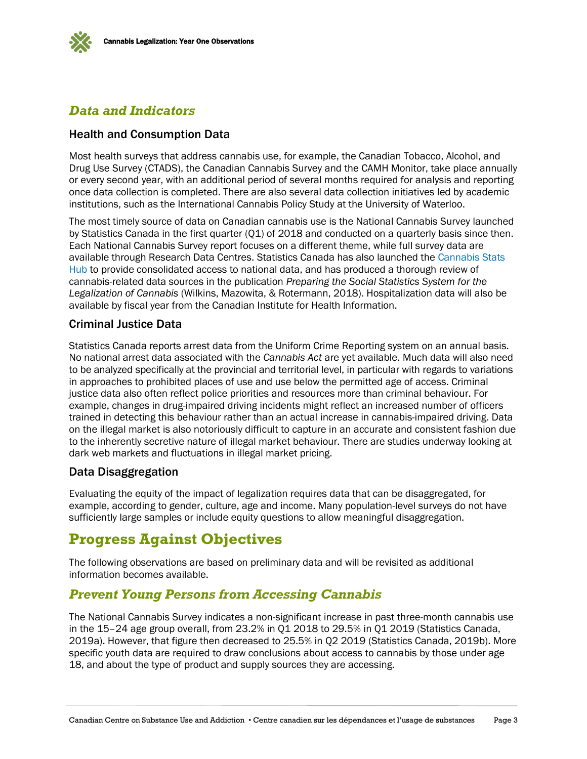## *Data and Indicators*

### Health and Consumption Data

Most health surveys that address cannabis use, for example, the Canadian Tobacco, Alcohol, and Drug Use Survey (CTADS), the Canadian Cannabis Survey and the CAMH Monitor, take place annually or every second year, with an additional period of several months required for analysis and reporting once data collection is completed. There are also several data collection initiatives led by academic institutions, such as the International Cannabis Policy Study at the University of Waterloo.

The most timely source of data on Canadian cannabis use is the National Cannabis Survey launched by Statistics Canada in the first quarter (Q1) of 2018 and conducted on a quarterly basis since then. Each National Cannabis Survey report focuses on a different theme, while full survey data are available through Research Data Centres. Statistics Canada has also launched the Cannabis Stats Hub to provide consolidated access to national data, and has produced a thorough review of cannabis-related data sources in the publication *Preparing the Social Statistics System for the Legalization of Cannabis* (Wilkins, Mazowita, & Rotermann, 2018). Hospitalization data will also be available by fiscal year from the Canadian Institute for Health Information.

### Criminal Justice Data

Statistics Canada reports arrest data from the Uniform Crime Reporting system on an annual basis. No national arrest data associated with the *Cannabis Act* are yet available. Much data will also need to be analyzed specifically at the provincial and territorial level, in particular with regards to variations in approaches to prohibited places of use and use below the permitted age of access. Criminal justice data also often reflect police priorities and resources more than criminal behaviour. For example, changes in drug-impaired driving incidents might reflect an increased number of officers trained in detecting this behaviour rather than an actual increase in cannabis-impaired driving. Data on the illegal market is also notoriously difficult to capture in an accurate and consistent fashion due to the inherently secretive nature of illegal market behaviour. There are studies underway looking at dark web markets and fluctuations in illegal market pricing.

### Data Disaggregation

Evaluating the equity of the impact of legalization requires data that can be disaggregated, for example, according to gender, culture, age and income. Many population-level surveys do not have sufficiently large samples or include equity questions to allow meaningful disaggregation.

# Progress Against Objectives

The following observations are based on preliminary data and will be revisited as additional information becomes available.

## *Prevent Young Persons from Accessing Cannabis*

The National Cannabis Survey indicates a non-significant increase in past three-month cannabis use in the 15–24 age group overall, from 23.2% in Q1 2018 to 29.5% in Q1 2019 (Statistics Canada, 2019a). However, that figure then decreased to 25.5% in Q2 2019 (Statistics Canada, 2019b). More specific youth data are required to draw conclusions about access to cannabis by those under age 18, and about the type of product and supply sources they are accessing.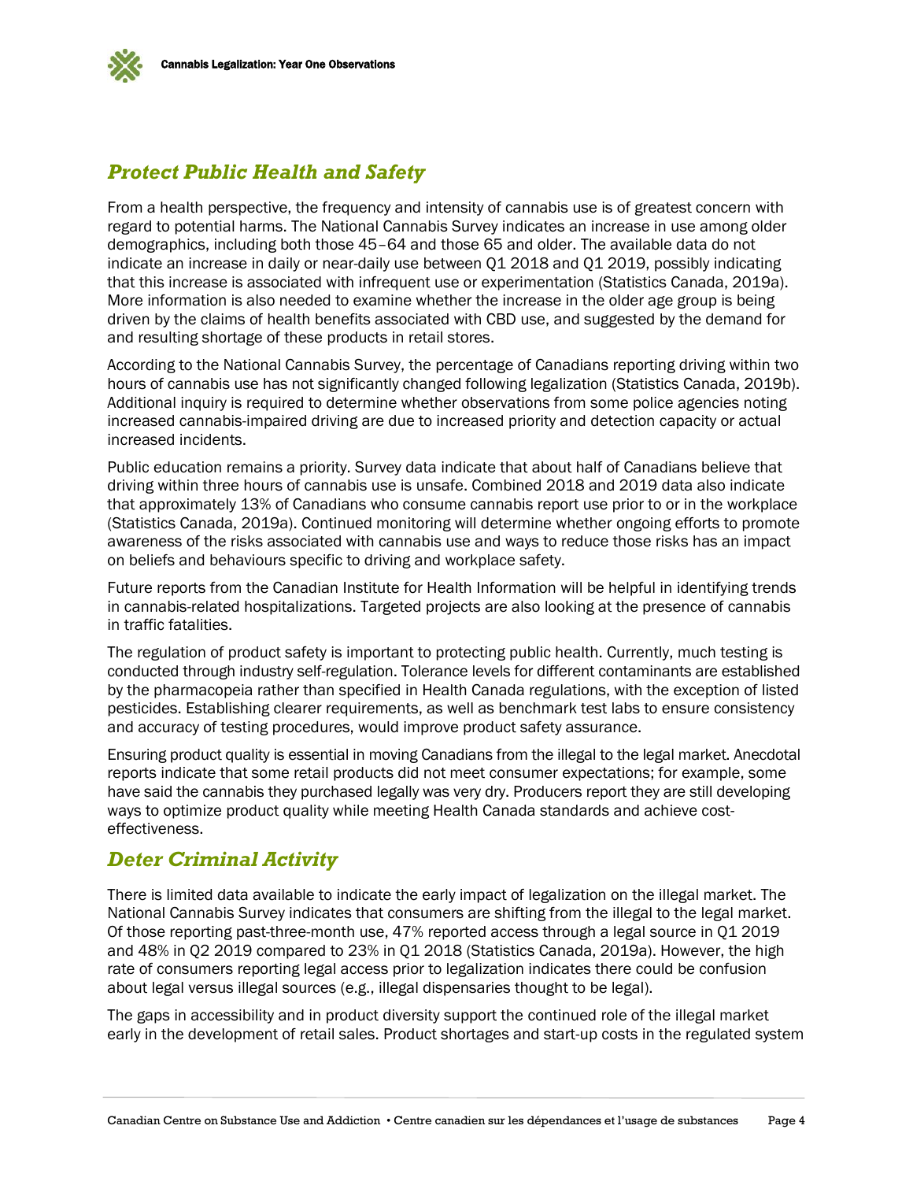## *Protect Public Health and Safety*

From a health perspective, the frequency and intensity of cannabis use is of greatest concern with regard to potential harms. The National Cannabis Survey indicates an increase in use among older demographics, including both those 45–64 and those 65 and older. The available data do not indicate an increase in daily or near-daily use between Q1 2018 and Q1 2019, possibly indicating that this increase is associated with infrequent use or experimentation (Statistics Canada, 2019a). More information is also needed to examine whether the increase in the older age group is being driven by the claims of health benefits associated with CBD use, and suggested by the demand for and resulting shortage of these products in retail stores.

According to the National Cannabis Survey, the percentage of Canadians reporting driving within two hours of cannabis use has not significantly changed following legalization (Statistics Canada, 2019b). Additional inquiry is required to determine whether observations from some police agencies noting increased cannabis-impaired driving are due to increased priority and detection capacity or actual increased incidents.

Public education remains a priority. Survey data indicate that about half of Canadians believe that driving within three hours of cannabis use is unsafe. Combined 2018 and 2019 data also indicate that approximately 13% of Canadians who consume cannabis report use prior to or in the workplace (Statistics Canada, 2019a). Continued monitoring will determine whether ongoing efforts to promote awareness of the risks associated with cannabis use and ways to reduce those risks has an impact on beliefs and behaviours specific to driving and workplace safety.

Future reports from the Canadian Institute for Health Information will be helpful in identifying trends in cannabis-related hospitalizations. Targeted projects are also looking at the presence of cannabis in traffic fatalities.

The regulation of product safety is important to protecting public health. Currently, much testing is conducted through industry self-regulation. Tolerance levels for different contaminants are established by the pharmacopeia rather than specified in Health Canada regulations, with the exception of listed pesticides. Establishing clearer requirements, as well as benchmark test labs to ensure consistency and accuracy of testing procedures, would improve product safety assurance.

Ensuring product quality is essential in moving Canadians from the illegal to the legal market. Anecdotal reports indicate that some retail products did not meet consumer expectations; for example, some have said the cannabis they purchased legally was very dry. Producers report they are still developing ways to optimize product quality while meeting Health Canada standards and achieve cost-effectiveness.

## *Deter Criminal Activity*

There is limited data available to indicate the early impact of legalization on the illegal market. The National Cannabis Survey indicates that consumers are shifting from the illegal to the legal market. Of those reporting past-three-month use, 47% reported access through a legal source in Q1 2019 and 48% in Q2 2019 compared to 23% in Q1 2018 (Statistics Canada, 2019a). However, the high rate of consumers reporting legal access prior to legalization indicates there could be confusion about legal versus illegal sources (e.g., illegal dispensaries thought to be legal).

The gaps in accessibility and in product diversity support the continued role of the illegal market early in the development of retail sales. Product shortages and start-up costs in the regulated system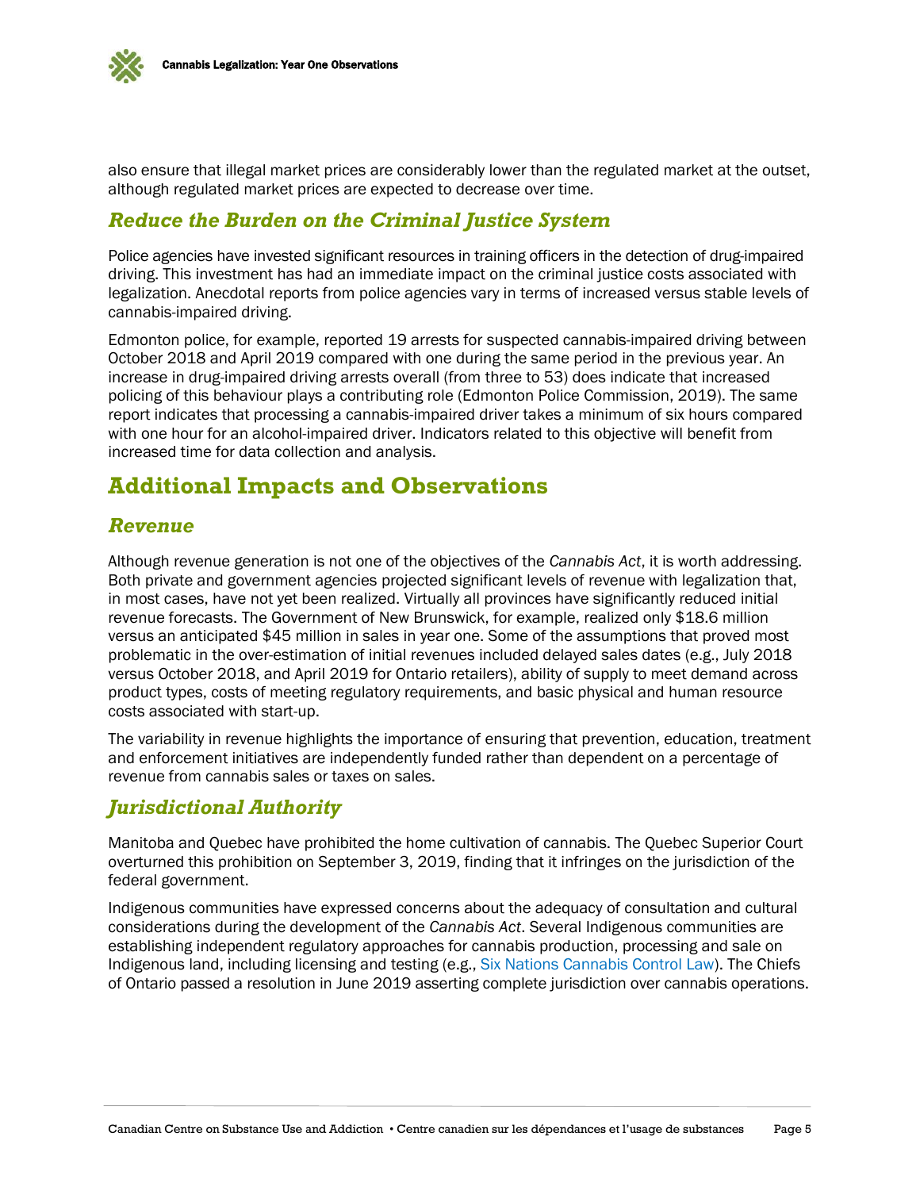also ensure that illegal market prices are considerably lower than the regulated market at the outset, although regulated market prices are expected to decrease over time.

## *Reduce the Burden on the Criminal Justice System*

Police agencies have invested significant resources in training officers in the detection of drug-impaired driving. This investment has had an immediate impact on the criminal justice costs associated with legalization. Anecdotal reports from police agencies vary in terms of increased versus stable levels of cannabis-impaired driving.

Edmonton police, for example, reported 19 arrests for suspected cannabis-impaired driving between October 2018 and April 2019 compared with one during the same period in the previous year. An increase in drug-impaired driving arrests overall (from three to 53) does indicate that increased policing of this behaviour plays a contributing role (Edmonton Police Commission, 2019). The same report indicates that processing a cannabis-impaired driver takes a minimum of six hours compared with one hour for an alcohol-impaired driver. Indicators related to this objective will benefit from increased time for data collection and analysis.

# Additional Impacts and Observations

## *Revenue*

Although revenue generation is not one of the objectives of the *Cannabis Act*, it is worth addressing. Both private and government agencies projected significant levels of revenue with legalization that, in most cases, have not yet been realized. Virtually all provinces have significantly reduced initial revenue forecasts. The Government of New Brunswick, for example, realized only $18.6 million versus an anticipated $45 million in sales in year one. Some of the assumptions that proved most problematic in the over-estimation of initial revenues included delayed sales dates (e.g., July 2018 versus October 2018, and April 2019 for Ontario retailers), ability of supply to meet demand across product types, costs of meeting regulatory requirements, and basic physical and human resource costs associated with start-up.

The variability in revenue highlights the importance of ensuring that prevention, education, treatment and enforcement initiatives are independently funded rather than dependent on a percentage of revenue from cannabis sales or taxes on sales.

## *Jurisdictional Authority*

Manitoba and Quebec have prohibited the home cultivation of cannabis. The Quebec Superior Court overturned this prohibition on September 3, 2019, finding that it infringes on the jurisdiction of the federal government.

Indigenous communities have expressed concerns about the adequacy of consultation and cultural considerations during the development of the *Cannabis Act*. Several Indigenous communities are establishing independent regulatory approaches for cannabis production, processing and sale on Indigenous land, including licensing and testing (e.g., Six Nations Cannabis Control Law). The Chiefs of Ontario passed a resolution in June 2019 asserting complete jurisdiction over cannabis operations.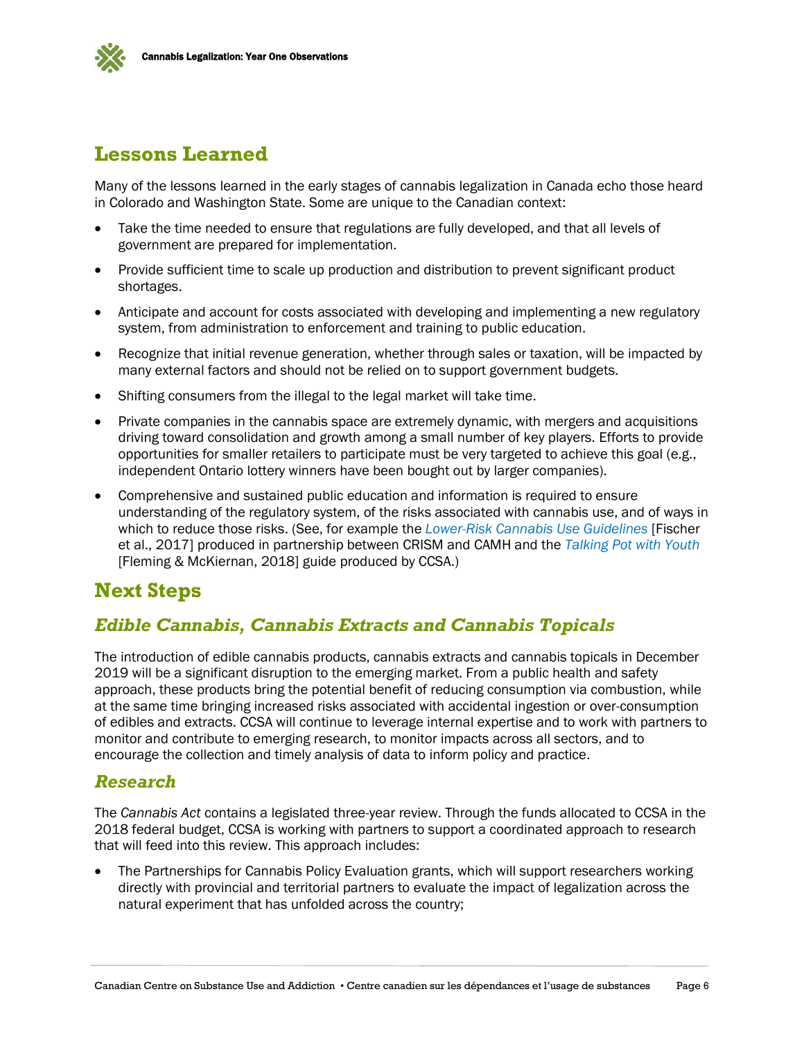## Lessons Learned

Many of the lessons learned in the early stages of cannabis legalization in Canada echo those heard in Colorado and Washington State. Some are unique to the Canadian context:

- Take the time needed to ensure that regulations are fully developed, and that all levels of government are prepared for implementation.
- Provide sufficient time to scale up production and distribution to prevent significant product shortages.
- Anticipate and account for costs associated with developing and implementing a new regulatory system, from administration to enforcement and training to public education.
- Recognize that initial revenue generation, whether through sales or taxation, will be impacted by many external factors and should not be relied on to support government budgets.
- Shifting consumers from the illegal to the legal market will take time.
- Private companies in the cannabis space are extremely dynamic, with mergers and acquisitions driving toward consolidation and growth among a small number of key players. Efforts to provide opportunities for smaller retailers to participate must be very targeted to achieve this goal (e.g., independent Ontario lottery winners have been bought out by larger companies).
- Comprehensive and sustained public education and information is required to ensure understanding of the regulatory system, of the risks associated with cannabis use, and of ways in which to reduce those risks. (See, for example the *Lower-Risk Cannabis Use Guidelines* [Fischer et al., 2017] produced in partnership between CRISM and CAMH and the *Talking Pot with Youth* [Fleming & McKiernan, 2018] guide produced by CCSA.)

## Next Steps

### *Edible Cannabis, Cannabis Extracts and Cannabis Topicals*

The introduction of edible cannabis products, cannabis extracts and cannabis topicals in December 2019 will be a significant disruption to the emerging market. From a public health and safety approach, these products bring the potential benefit of reducing consumption via combustion, while at the same time bringing increased risks associated with accidental ingestion or over-consumption of edibles and extracts. CCSA will continue to leverage internal expertise and to work with partners to monitor and contribute to emerging research, to monitor impacts across all sectors, and to encourage the collection and timely analysis of data to inform policy and practice.

### *Research*

The *Cannabis Act* contains a legislated three-year review. Through the funds allocated to CCSA in the 2018 federal budget, CCSA is working with partners to support a coordinated approach to research that will feed into this review. This approach includes:

- The Partnerships for Cannabis Policy Evaluation grants, which will support researchers working directly with provincial and territorial partners to evaluate the impact of legalization across the natural experiment that has unfolded across the country;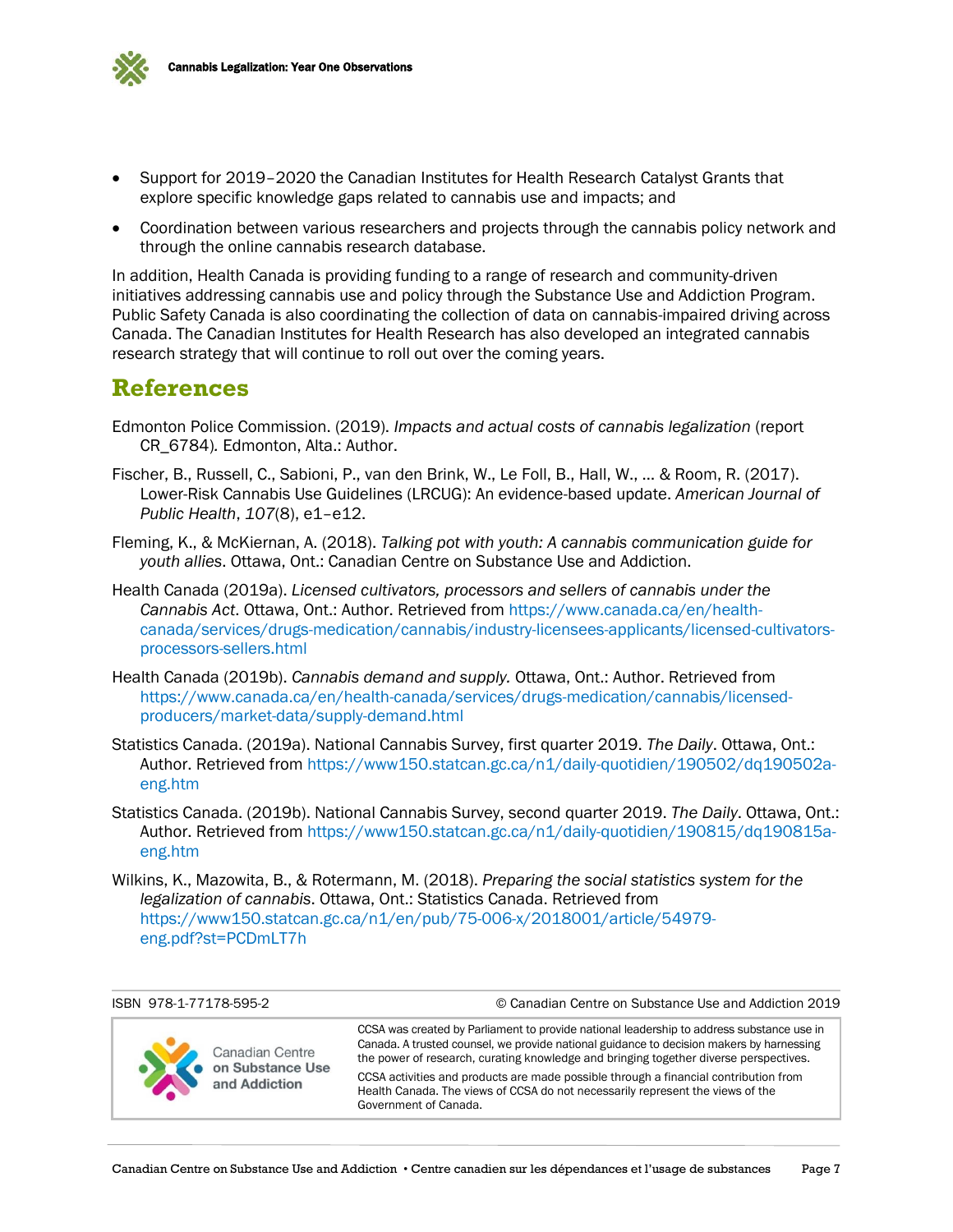- Support for 2019–2020 the Canadian Institutes for Health Research Catalyst Grants that explore specific knowledge gaps related to cannabis use and impacts; and
- Coordination between various researchers and projects through the cannabis policy network and through the online cannabis research database.

In addition, Health Canada is providing funding to a range of research and community-driven initiatives addressing cannabis use and policy through the Substance Use and Addiction Program. Public Safety Canada is also coordinating the collection of data on cannabis-impaired driving across Canada. The Canadian Institutes for Health Research has also developed an integrated cannabis research strategy that will continue to roll out over the coming years.

## References

Edmonton Police Commission. (2019). *Impacts and actual costs of cannabis legalization* (report CR_6784). Edmonton, Alta.: Author.

Fischer, B., Russell, C., Sabioni, P., van den Brink, W., Le Foll, B., Hall, W., … & Room, R. (2017). Lower-Risk Cannabis Use Guidelines (LRCUG): An evidence-based update. *American Journal of Public Health*, *107*(8), e1–e12.

Fleming, K., & McKiernan, A. (2018). *Talking pot with youth: A cannabis communication guide for youth allies*. Ottawa, Ont.: Canadian Centre on Substance Use and Addiction.

Health Canada (2019a). *Licensed cultivators, processors and sellers of cannabis under the Cannabis Act*. Ottawa, Ont.: Author. Retrieved from https://www.canada.ca/en/health-canada/services/drugs-medication/cannabis/industry-licensees-applicants/licensed-cultivators-processors-sellers.html

Health Canada (2019b). *Cannabis demand and supply.* Ottawa, Ont.: Author. Retrieved from https://www.canada.ca/en/health-canada/services/drugs-medication/cannabis/licensed-producers/market-data/supply-demand.html

Statistics Canada. (2019a). National Cannabis Survey, first quarter 2019. *The Daily*. Ottawa, Ont.: Author. Retrieved from https://www150.statcan.gc.ca/n1/daily-quotidien/190502/dq190502a-eng.htm

Statistics Canada. (2019b). National Cannabis Survey, second quarter 2019. *The Daily*. Ottawa, Ont.: Author. Retrieved from https://www150.statcan.gc.ca/n1/daily-quotidien/190815/dq190815a-eng.htm

Wilkins, K., Mazowita, B., & Rotermann, M. (2018). *Preparing the social statistics system for the legalization of cannabis*. Ottawa, Ont.: Statistics Canada. Retrieved from https://www150.statcan.gc.ca/n1/en/pub/75-006-x/2018001/article/54979-eng.pdf?st=PCDmLT7h

ISBN 978-1-77178-595-2

© Canadian Centre on Substance Use and Addiction 2019

Canadian Centre on Substance Use and Addiction

CCSA was created by Parliament to provide national leadership to address substance use in Canada. A trusted counsel, we provide national guidance to decision makers by harnessing the power of research, curating knowledge and bringing together diverse perspectives.

CCSA activities and products are made possible through a financial contribution from Health Canada. The views of CCSA do not necessarily represent the views of the Government of Canada.